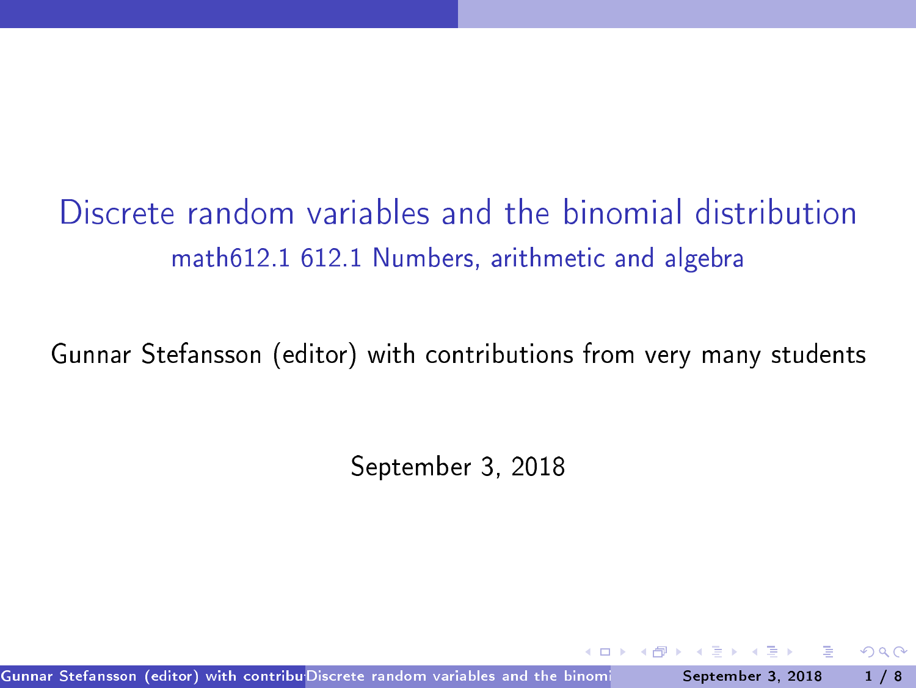# Discrete random variables and the binomial distribution

## math612.1 612.1 Numbers, arithmetic and algebra

Gunnar Stefansson (editor) with contributions from very many students

September 3, 2018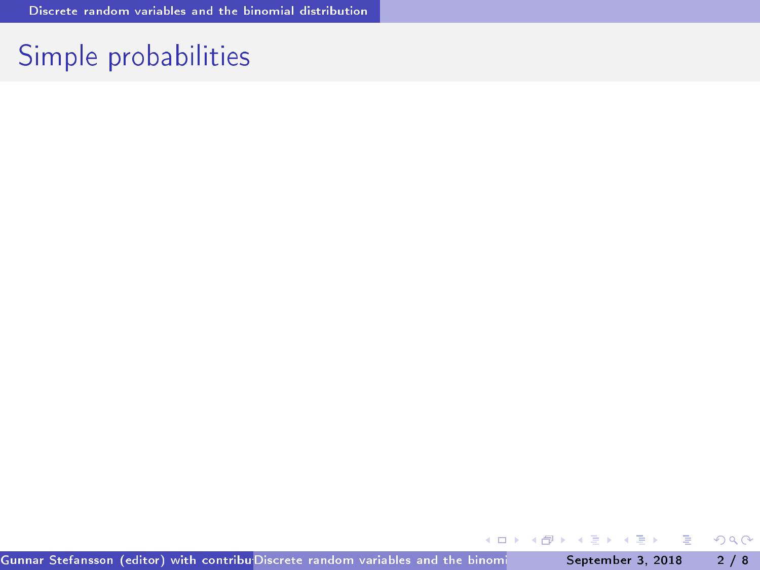# Simple probabilities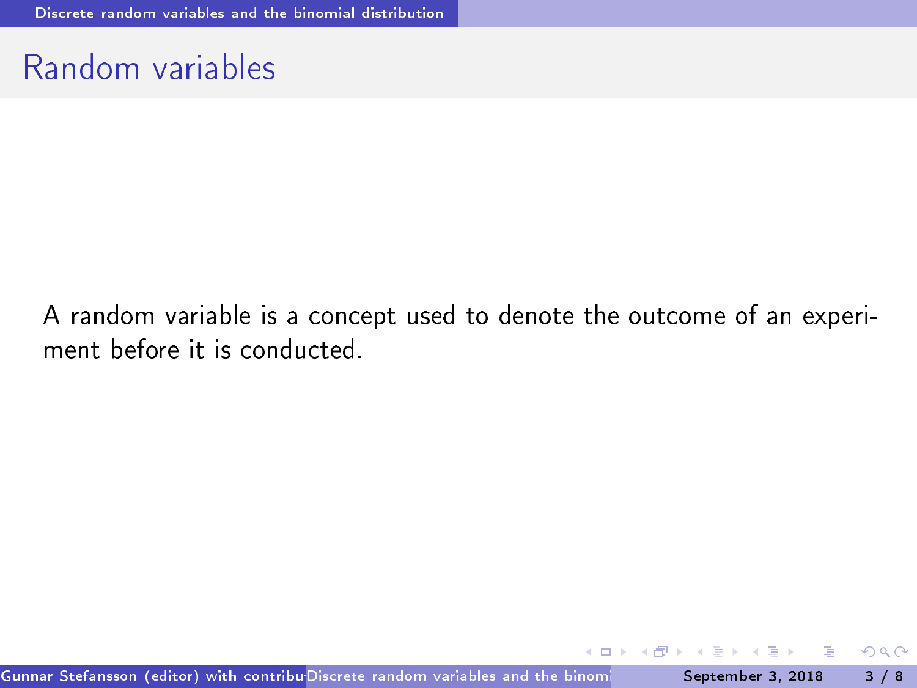# Random variables

A random variable is a concept used to denote the outcome of an experiment before it is conducted.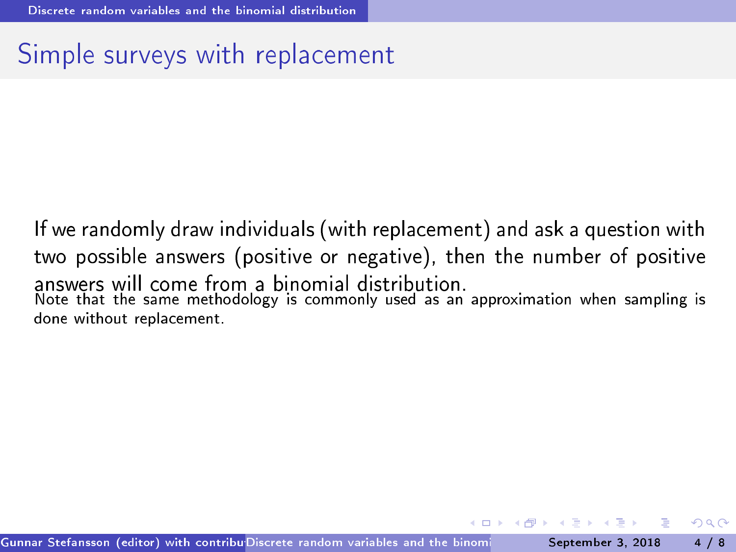# Simple surveys with replacement

If we randomly draw individuals (with replacement) and ask a question with two possible answers (positive or negative), then the number of positive answers will come from a binomial distribution.

Note that the same methodology is commonly used as an approximation when sampling is done without replacement.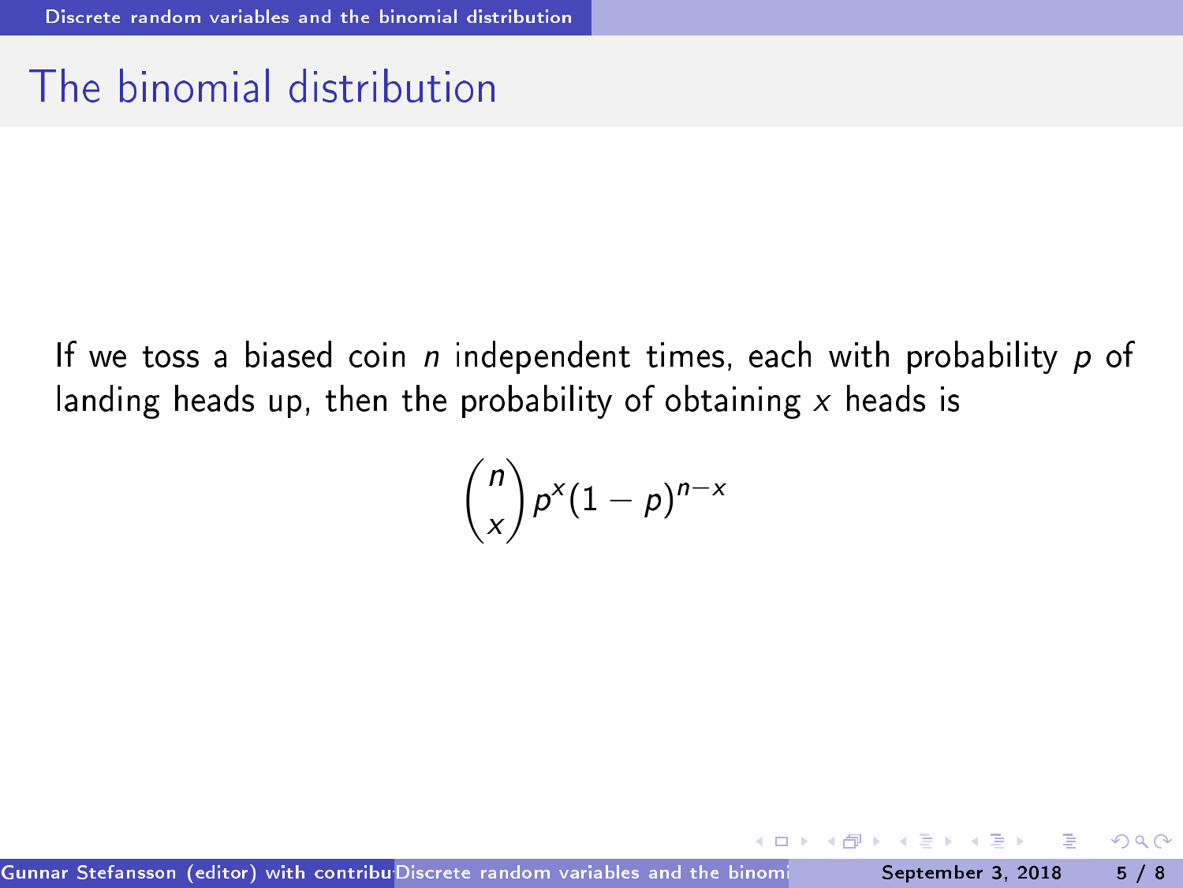# The binomial distribution

If we toss a biased coin $n$ independent times, each with probability $p$ of landing heads up, then the probability of obtaining $x$ heads is

$$\binom{n}{x} p^x (1-p)^{n-x}$$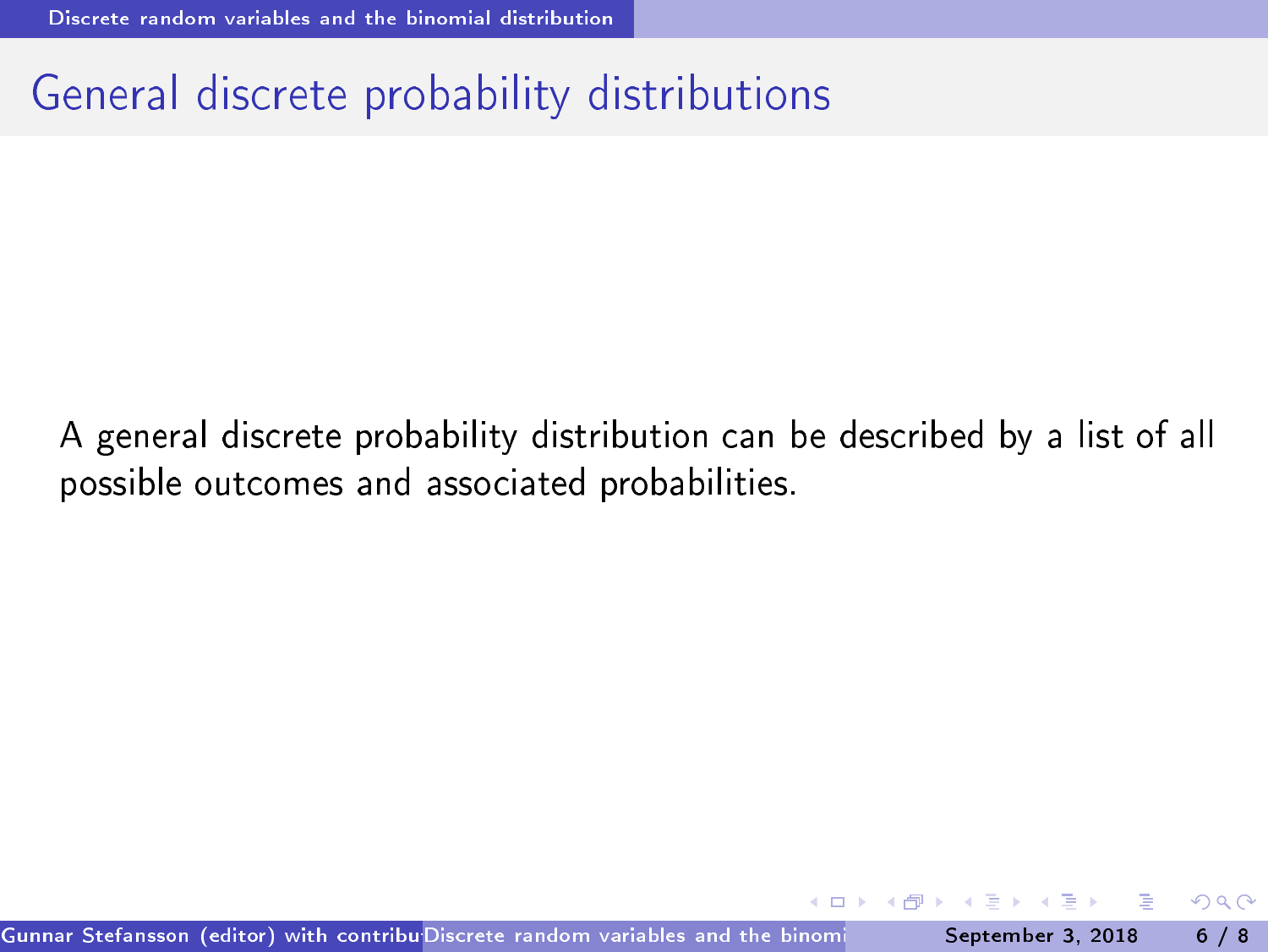# General discrete probability distributions

A general discrete probability distribution can be described by a list of all possible outcomes and associated probabilities.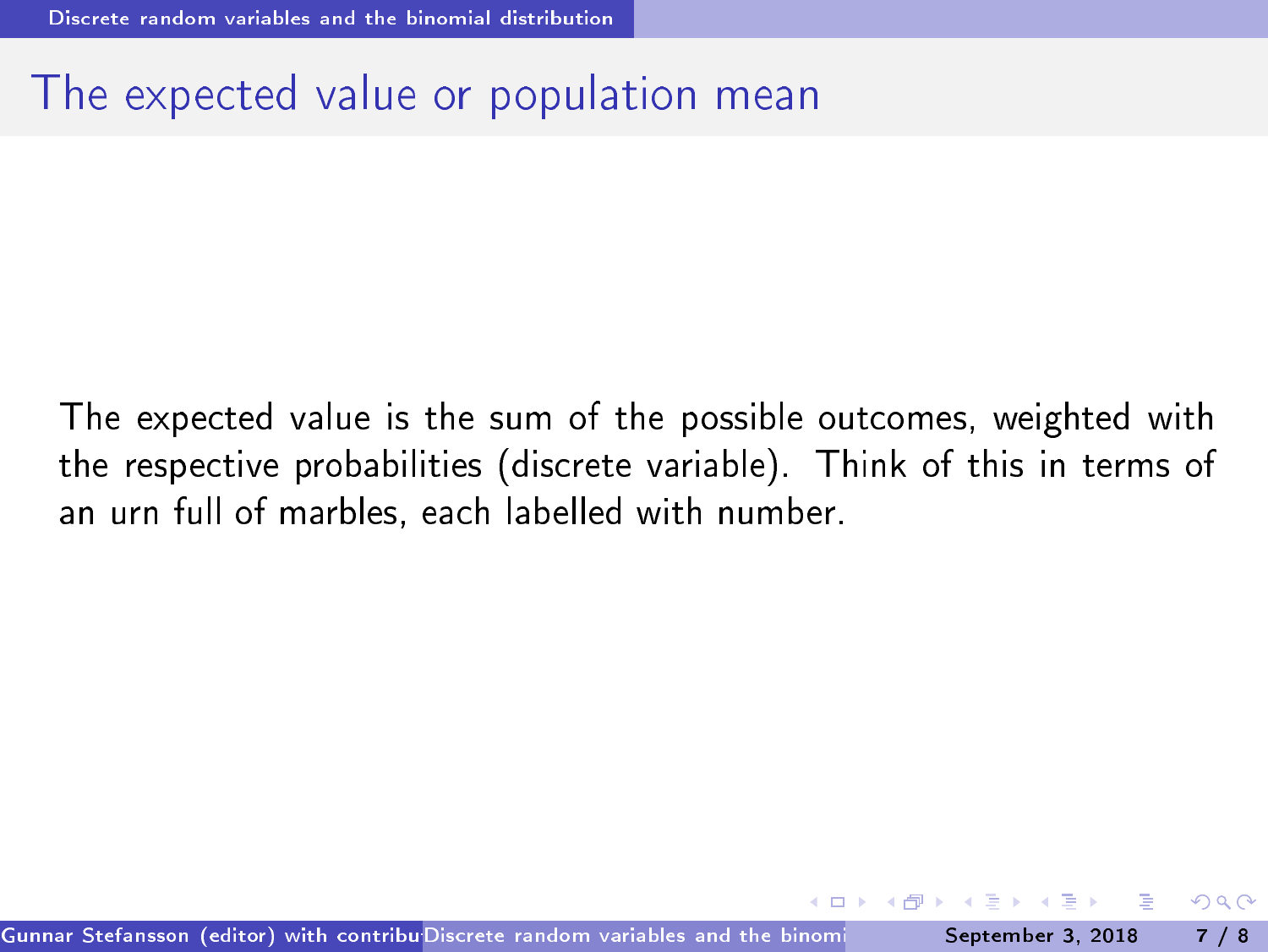# The expected value or population mean

The expected value is the sum of the possible outcomes, weighted with the respective probabilities (discrete variable). Think of this in terms of an urn full of marbles, each labelled with number.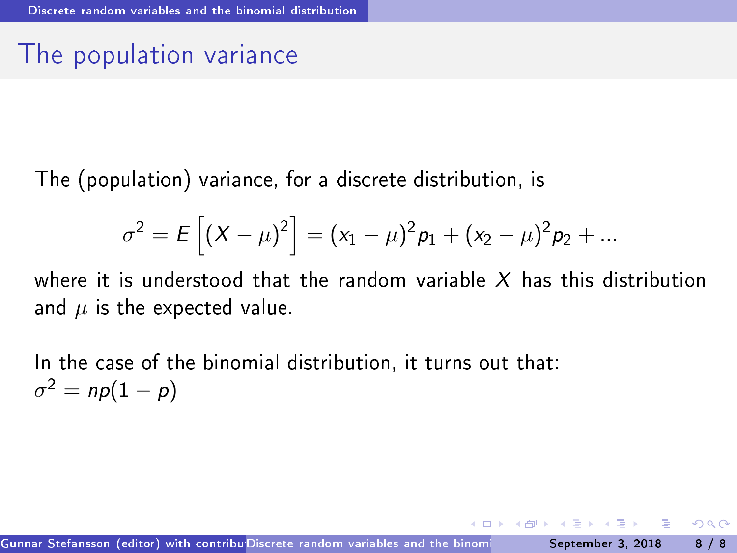# The population variance

The (population) variance, for a discrete distribution, is

$$\sigma^2 = E\left[(X-\mu)^2\right] = (x_1-\mu)^2 p_1 + (x_2-\mu)^2 p_2 + \ldots$$

where it is understood that the random variable $X$ has this distribution and $\mu$ is the expected value.

In the case of the binomial distribution, it turns out that: $\sigma^2 = np(1-p)$